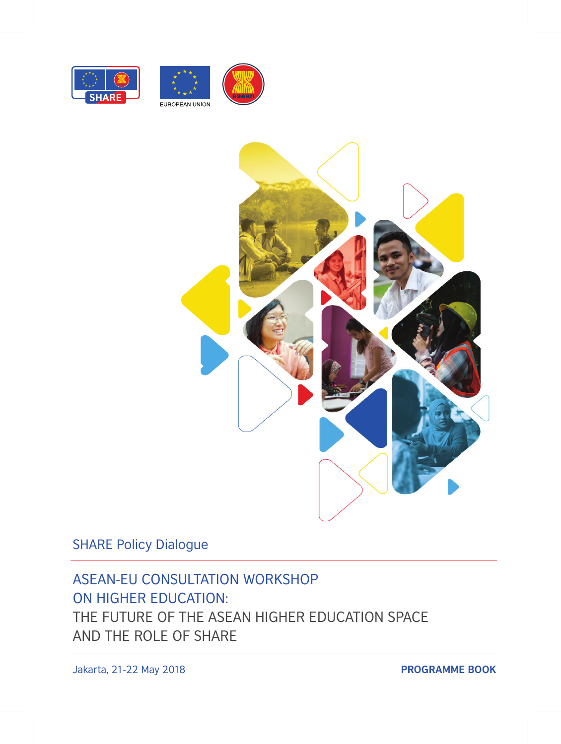SHARE

EUROPEAN UNION

SHARE Policy Dialogue

# ASEAN-EU CONSULTATION WORKSHOP ON HIGHER EDUCATION: THE FUTURE OF THE ASEAN HIGHER EDUCATION SPACE AND THE ROLE OF SHARE

Jakarta, 21-22 May 2018

**PROGRAMME BOOK**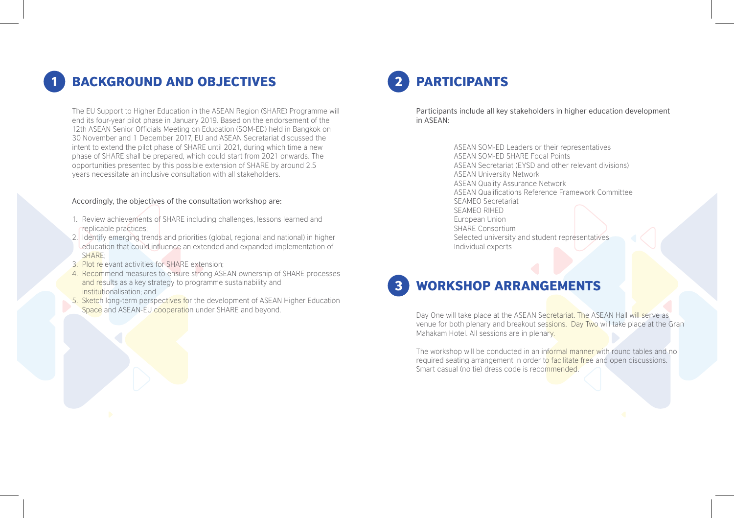## 1 BACKGROUND AND OBJECTIVES

The EU Support to Higher Education in the ASEAN Region (SHARE) Programme will end its four-year pilot phase in January 2019. Based on the endorsement of the 12th ASEAN Senior Officials Meeting on Education (SOM-ED) held in Bangkok on 30 November and 1 December 2017, EU and ASEAN Secretariat discussed the intent to extend the pilot phase of SHARE until 2021, during which time a new phase of SHARE shall be prepared, which could start from 2021 onwards. The opportunities presented by this possible extension of SHARE by around 2.5 years necessitate an inclusive consultation with all stakeholders.

Accordingly, the objectives of the consultation workshop are:

1. Review achievements of SHARE including challenges, lessons learned and replicable practices;
2. Identify emerging trends and priorities (global, regional and national) in higher education that could influence an extended and expanded implementation of SHARE;
3. Plot relevant activities for SHARE extension;
4. Recommend measures to ensure strong ASEAN ownership of SHARE processes and results as a key strategy to programme sustainability and institutionalisation; and
5. Sketch long-term perspectives for the development of ASEAN Higher Education Space and ASEAN-EU cooperation under SHARE and beyond.

## 2 PARTICIPANTS

Participants include all key stakeholders in higher education development in ASEAN:

ASEAN SOM-ED Leaders or their representatives
ASEAN SOM-ED SHARE Focal Points
ASEAN Secretariat (EYSD and other relevant divisions)
ASEAN University Network
ASEAN Quality Assurance Network
ASEAN Qualifications Reference Framework Committee
SEAMEO Secretariat
SEAMEO RIHED
European Union
SHARE Consortium
Selected university and student representatives
Individual experts

## 3 WORKSHOP ARRANGEMENTS

Day One will take place at the ASEAN Secretariat. The ASEAN Hall will serve as venue for both plenary and breakout sessions. Day Two will take place at the Gran Mahakam Hotel. All sessions are in plenary.

The workshop will be conducted in an informal manner with round tables and no required seating arrangement in order to facilitate free and open discussions. Smart casual (no tie) dress code is recommended.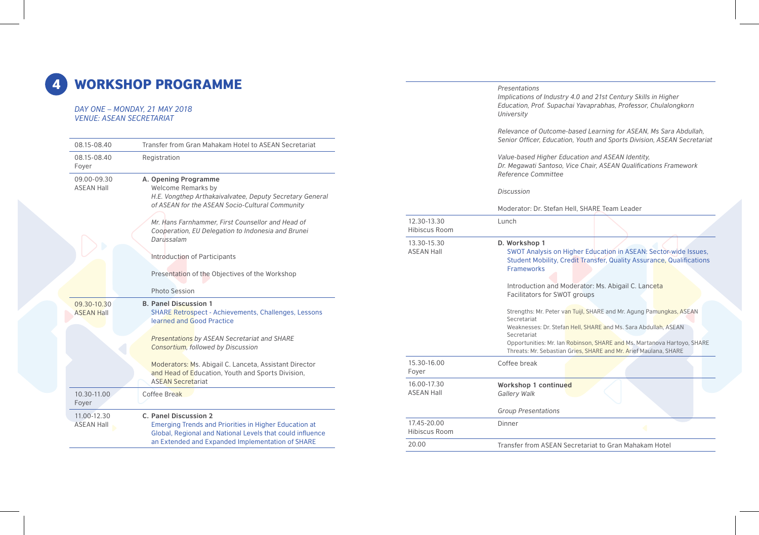## 4 WORKSHOP PROGRAMME

*DAY ONE – MONDAY, 21 MAY 2018*
*VENUE: ASEAN SECRETARIAT*

| Time / Venue | Programme |
|---|---|
| 08.15-08.40 | Transfer from Gran Mahakam Hotel to ASEAN Secretariat |
| 08.15-08.40<br>Foyer | Registration |
| 09.00-09.30<br>ASEAN Hall | **A. Opening Programme**<br>Welcome Remarks by<br>*H.E. Vongthep Arthakaivalvatee, Deputy Secretary General of ASEAN for the ASEAN Socio-Cultural Community*<br><br>*Mr. Hans Farnhammer, First Counsellor and Head of Cooperation, EU Delegation to Indonesia and Brunei Darussalam*<br><br>Introduction of Participants<br><br>Presentation of the Objectives of the Workshop<br><br>Photo Session |
| 09.30-10.30<br>ASEAN Hall | **B. Panel Discussion 1**<br>SHARE Retrospect - Achievements, Challenges, Lessons learned and Good Practice<br><br>*Presentations by ASEAN Secretariat and SHARE Consortium, followed by Discussion*<br><br>Moderators: Ms. Abigail C. Lanceta, Assistant Director and Head of Education, Youth and Sports Division, ASEAN Secretariat |
| 10.30-11.00<br>Foyer | Coffee Break |
| 11.00-12.30<br>ASEAN Hall | **C. Panel Discussion 2**<br>Emerging Trends and Priorities in Higher Education at Global, Regional and National Levels that could influence an Extended and Expanded Implementation of SHARE<br><br>*Presentations*<br>*Implications of Industry 4.0 and 21st Century Skills in Higher Education, Prof. Supachai Yavaprabhas, Professor, Chulalongkorn University*<br><br>*Relevance of Outcome-based Learning for ASEAN, Ms Sara Abdullah, Senior Officer, Education, Youth and Sports Division, ASEAN Secretariat*<br><br>*Value-based Higher Education and ASEAN Identity, Dr. Megawati Santoso, Vice Chair, ASEAN Qualifications Framework Reference Committee*<br><br>*Discussion*<br><br>Moderator: Dr. Stefan Hell, SHARE Team Leader |
| 12.30-13.30<br>Hibiscus Room | Lunch |
| 13.30-15.30<br>ASEAN Hall | **D. Workshop 1**<br>SWOT Analysis on Higher Education in ASEAN: Sector-wide Issues, Student Mobility, Credit Transfer, Quality Assurance, Qualifications Frameworks<br><br>Introduction and Moderator: Ms. Abigail C. Lanceta<br>Facilitators for SWOT groups<br><br>Strengths: Mr. Peter van Tuijl, SHARE and Mr. Agung Pamungkas, ASEAN Secretariat<br>Weaknesses: Dr. Stefan Hell, SHARE and Ms. Sara Abdullah, ASEAN Secretariat<br>Opportunities: Mr. Ian Robinson, SHARE and Ms. Martanova Hartoyo, SHARE<br>Threats: Mr. Sebastian Gries, SHARE and Mr. Arief Maulana, SHARE |
| 15.30-16.00<br>Foyer | Coffee break |
| 16.00-17.30<br>ASEAN Hall | **Workshop 1 continued**<br>*Gallery Walk*<br><br>*Group Presentations* |
| 17.45-20.00<br>Hibiscus Room | Dinner |
| 20.00 | Transfer from ASEAN Secretariat to Gran Mahakam Hotel |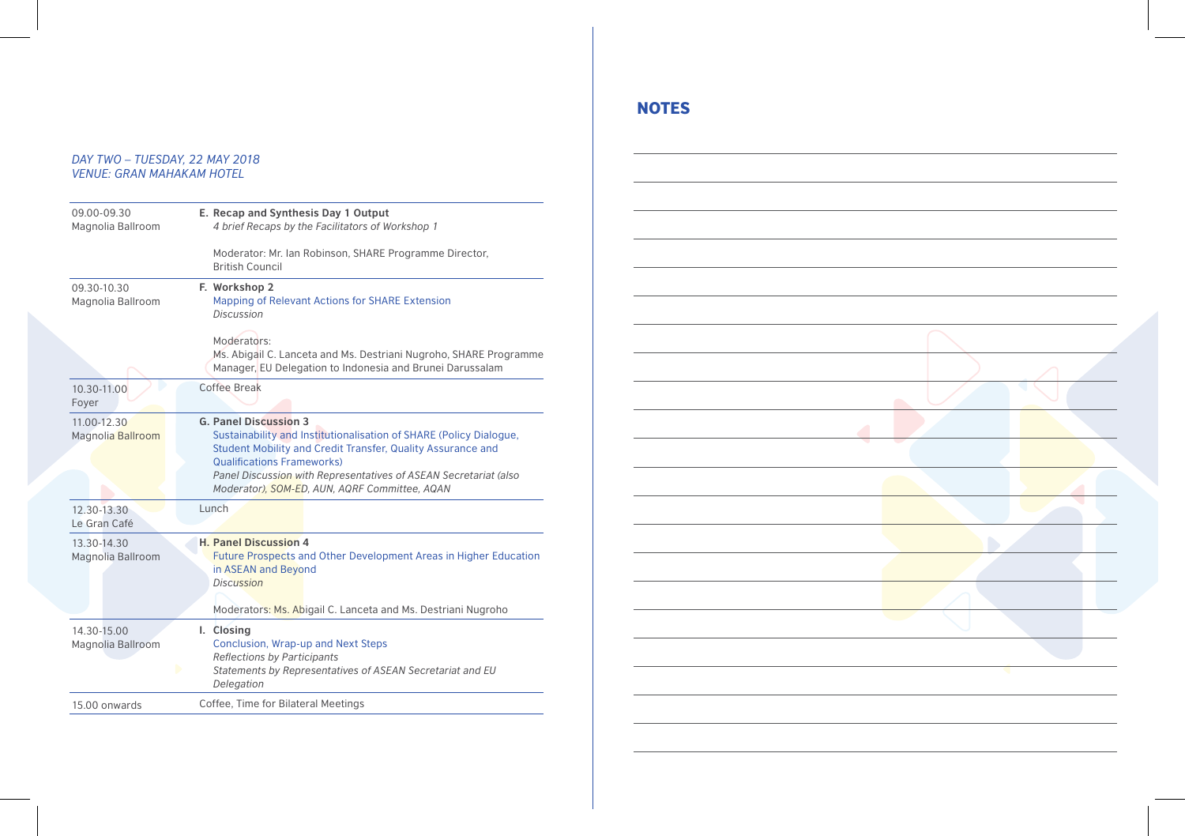*DAY TWO – TUESDAY, 22 MAY 2018*
*VENUE: GRAN MAHAKAM HOTEL*

| Time / Venue | Session |
|---|---|
| 09.00-09.30<br>Magnolia Ballroom | **E. Recap and Synthesis Day 1 Output**<br>*4 brief Recaps by the Facilitators of Workshop 1*<br><br>Moderator: Mr. Ian Robinson, SHARE Programme Director, British Council |
| 09.30-10.30<br>Magnolia Ballroom | **F. Workshop 2**<br>Mapping of Relevant Actions for SHARE Extension<br>*Discussion*<br><br>Moderators:<br>Ms. Abigail C. Lanceta and Ms. Destriani Nugroho, SHARE Programme Manager, EU Delegation to Indonesia and Brunei Darussalam |
| 10.30-11.00<br>Foyer | Coffee Break |
| 11.00-12.30<br>Magnolia Ballroom | **G. Panel Discussion 3**<br>Sustainability and Institutionalisation of SHARE (Policy Dialogue, Student Mobility and Credit Transfer, Quality Assurance and Qualifications Frameworks)<br>*Panel Discussion with Representatives of ASEAN Secretariat (also Moderator), SOM-ED, AUN, AQRF Committee, AQAN* |
| 12.30-13.30<br>Le Gran Café | Lunch |
| 13.30-14.30<br>Magnolia Ballroom | **H. Panel Discussion 4**<br>Future Prospects and Other Development Areas in Higher Education in ASEAN and Beyond<br>*Discussion*<br><br>Moderators: Ms. Abigail C. Lanceta and Ms. Destriani Nugroho |
| 14.30-15.00<br>Magnolia Ballroom | **I. Closing**<br>Conclusion, Wrap-up and Next Steps<br>*Reflections by Participants*<br>*Statements by Representatives of ASEAN Secretariat and EU Delegation* |
| 15.00 onwards | Coffee, Time for Bilateral Meetings |

## NOTES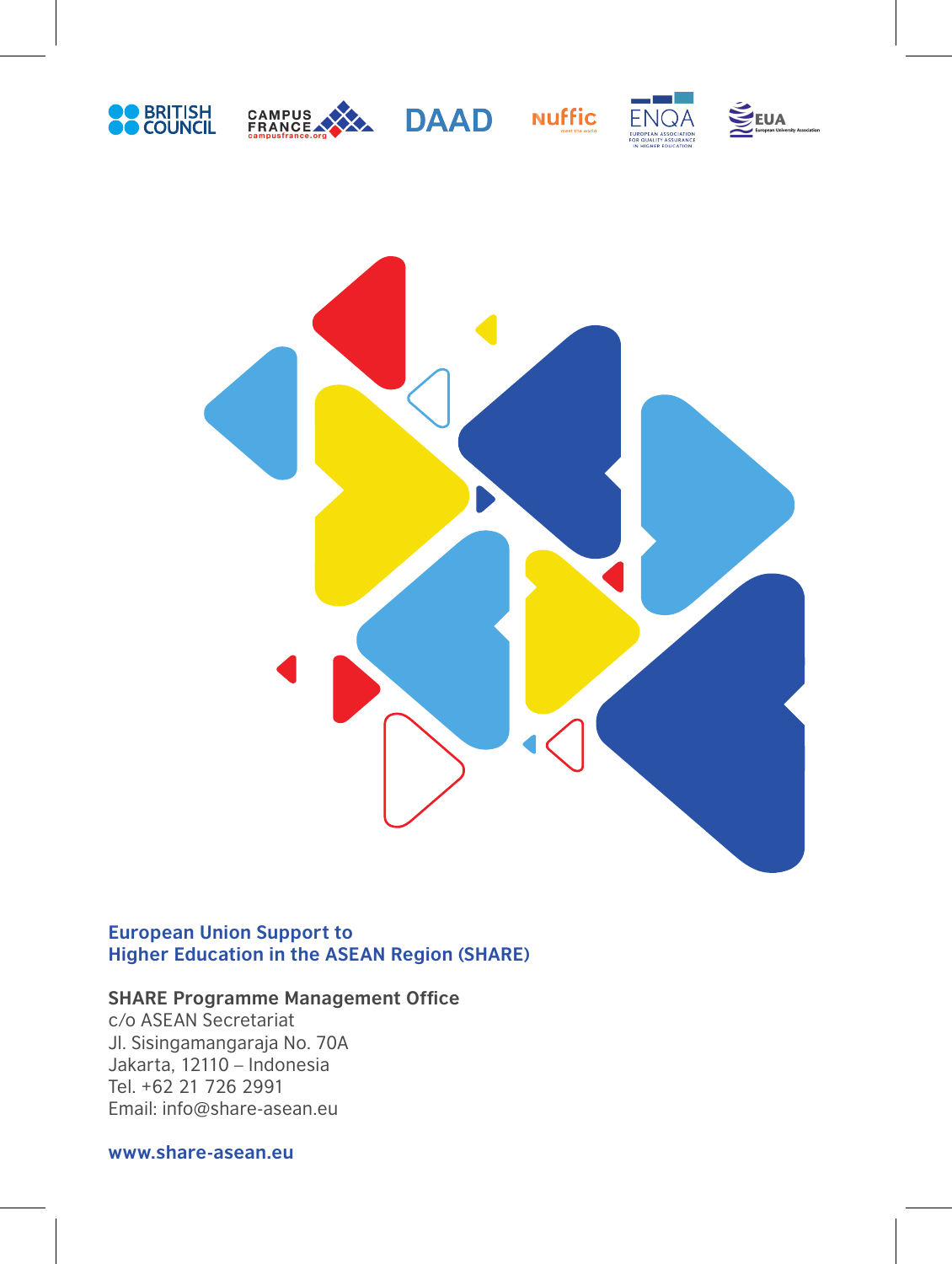BRITISH COUNCIL

CAMPUS FRANCE campusfrance.org

DAAD

nuffic

ENQA EUROPEAN ASSOCIATION FOR QUALITY ASSURANCE IN HIGHER EDUCATION

EUA European University Association

**European Union Support to Higher Education in the ASEAN Region (SHARE)**

**SHARE Programme Management Office**
c/o ASEAN Secretariat
Jl. Sisingamangaraja No. 70A
Jakarta, 12110 – Indonesia
Tel. +62 21 726 2991
Email: info@share-asean.eu

**www.share-asean.eu**